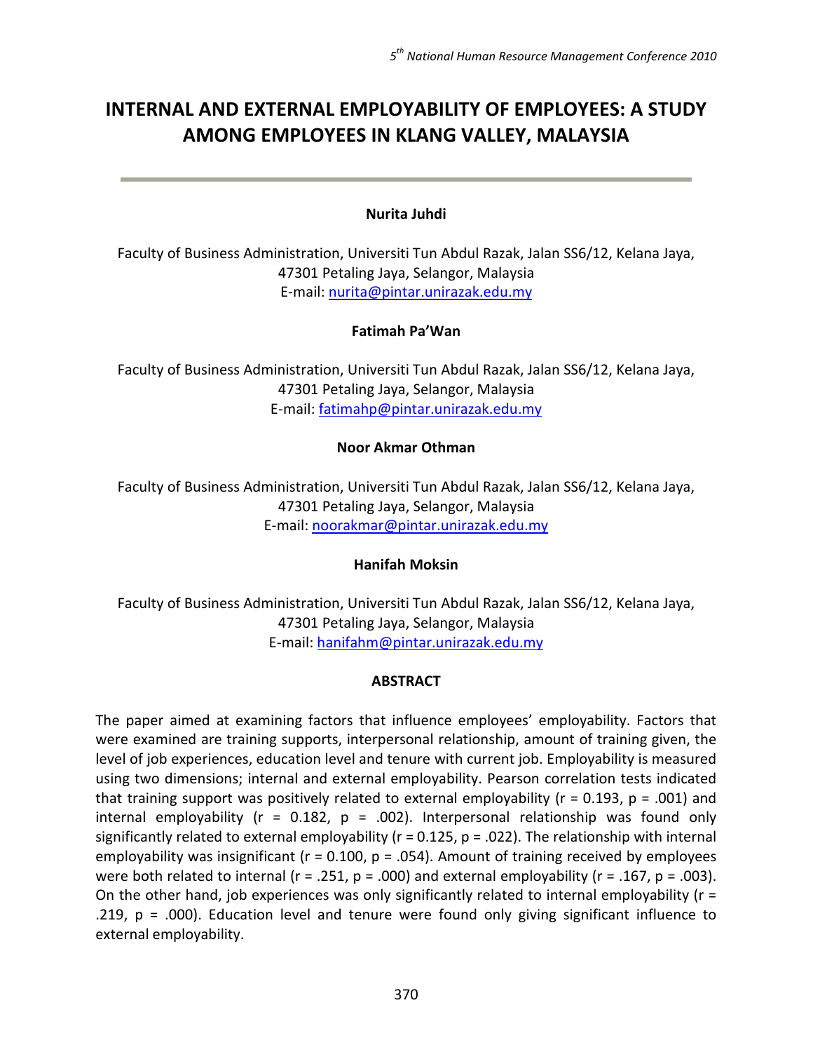# INTERNAL AND EXTERNAL EMPLOYABILITY OF EMPLOYEES: A STUDY AMONG EMPLOYEES IN KLANG VALLEY, MALAYSIA

**Nurita Juhdi**

Faculty of Business Administration, Universiti Tun Abdul Razak, Jalan SS6/12, Kelana Jaya, 47301 Petaling Jaya, Selangor, Malaysia
E-mail: nurita@pintar.unirazak.edu.my

**Fatimah Pa'Wan**

Faculty of Business Administration, Universiti Tun Abdul Razak, Jalan SS6/12, Kelana Jaya, 47301 Petaling Jaya, Selangor, Malaysia
E-mail: fatimahp@pintar.unirazak.edu.my

**Noor Akmar Othman**

Faculty of Business Administration, Universiti Tun Abdul Razak, Jalan SS6/12, Kelana Jaya, 47301 Petaling Jaya, Selangor, Malaysia
E-mail: noorakmar@pintar.unirazak.edu.my

**Hanifah Moksin**

Faculty of Business Administration, Universiti Tun Abdul Razak, Jalan SS6/12, Kelana Jaya, 47301 Petaling Jaya, Selangor, Malaysia
E-mail: hanifahm@pintar.unirazak.edu.my

## ABSTRACT

The paper aimed at examining factors that influence employees' employability. Factors that were examined are training supports, interpersonal relationship, amount of training given, the level of job experiences, education level and tenure with current job. Employability is measured using two dimensions; internal and external employability. Pearson correlation tests indicated that training support was positively related to external employability ($r = 0.193$, $p = .001$) and internal employability ($r = 0.182$, $p = .002$). Interpersonal relationship was found only significantly related to external employability ($r = 0.125$, $p = .022$). The relationship with internal employability was insignificant ($r = 0.100$, $p = .054$). Amount of training received by employees were both related to internal ($r = .251$, $p = .000$) and external employability ($r = .167$, $p = .003$). On the other hand, job experiences was only significantly related to internal employability ($r = .219$, $p = .000$). Education level and tenure were found only giving significant influence to external employability.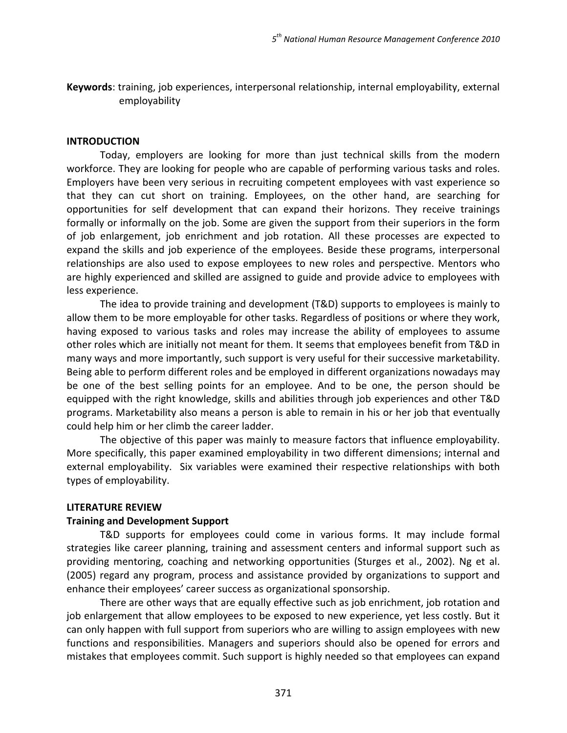**Keywords**: training, job experiences, interpersonal relationship, internal employability, external employability

## INTRODUCTION

Today, employers are looking for more than just technical skills from the modern workforce. They are looking for people who are capable of performing various tasks and roles. Employers have been very serious in recruiting competent employees with vast experience so that they can cut short on training. Employees, on the other hand, are searching for opportunities for self development that can expand their horizons. They receive trainings formally or informally on the job. Some are given the support from their superiors in the form of job enlargement, job enrichment and job rotation. All these processes are expected to expand the skills and job experience of the employees. Beside these programs, interpersonal relationships are also used to expose employees to new roles and perspective. Mentors who are highly experienced and skilled are assigned to guide and provide advice to employees with less experience.

The idea to provide training and development (T&D) supports to employees is mainly to allow them to be more employable for other tasks. Regardless of positions or where they work, having exposed to various tasks and roles may increase the ability of employees to assume other roles which are initially not meant for them. It seems that employees benefit from T&D in many ways and more importantly, such support is very useful for their successive marketability. Being able to perform different roles and be employed in different organizations nowadays may be one of the best selling points for an employee. And to be one, the person should be equipped with the right knowledge, skills and abilities through job experiences and other T&D programs. Marketability also means a person is able to remain in his or her job that eventually could help him or her climb the career ladder.

The objective of this paper was mainly to measure factors that influence employability. More specifically, this paper examined employability in two different dimensions; internal and external employability. Six variables were examined their respective relationships with both types of employability.

## LITERATURE REVIEW

### Training and Development Support

T&D supports for employees could come in various forms. It may include formal strategies like career planning, training and assessment centers and informal support such as providing mentoring, coaching and networking opportunities (Sturges et al., 2002). Ng et al. (2005) regard any program, process and assistance provided by organizations to support and enhance their employees' career success as organizational sponsorship.

There are other ways that are equally effective such as job enrichment, job rotation and job enlargement that allow employees to be exposed to new experience, yet less costly. But it can only happen with full support from superiors who are willing to assign employees with new functions and responsibilities. Managers and superiors should also be opened for errors and mistakes that employees commit. Such support is highly needed so that employees can expand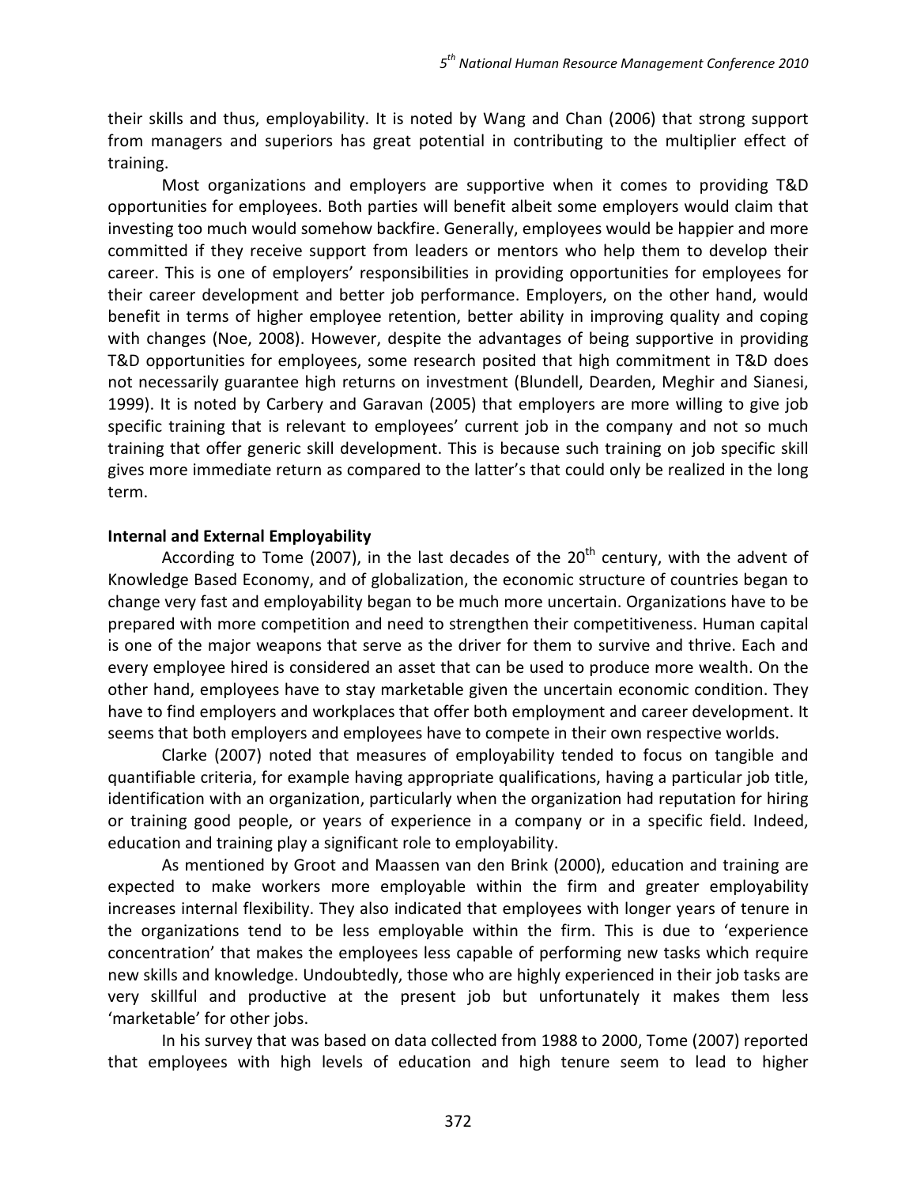their skills and thus, employability. It is noted by Wang and Chan (2006) that strong support from managers and superiors has great potential in contributing to the multiplier effect of training.

Most organizations and employers are supportive when it comes to providing T&D opportunities for employees. Both parties will benefit albeit some employers would claim that investing too much would somehow backfire. Generally, employees would be happier and more committed if they receive support from leaders or mentors who help them to develop their career. This is one of employers' responsibilities in providing opportunities for employees for their career development and better job performance. Employers, on the other hand, would benefit in terms of higher employee retention, better ability in improving quality and coping with changes (Noe, 2008). However, despite the advantages of being supportive in providing T&D opportunities for employees, some research posited that high commitment in T&D does not necessarily guarantee high returns on investment (Blundell, Dearden, Meghir and Sianesi, 1999). It is noted by Carbery and Garavan (2005) that employers are more willing to give job specific training that is relevant to employees' current job in the company and not so much training that offer generic skill development. This is because such training on job specific skill gives more immediate return as compared to the latter's that could only be realized in the long term.

**Internal and External Employability**

According to Tome (2007), in the last decades of the 20th century, with the advent of Knowledge Based Economy, and of globalization, the economic structure of countries began to change very fast and employability began to be much more uncertain. Organizations have to be prepared with more competition and need to strengthen their competitiveness. Human capital is one of the major weapons that serve as the driver for them to survive and thrive. Each and every employee hired is considered an asset that can be used to produce more wealth. On the other hand, employees have to stay marketable given the uncertain economic condition. They have to find employers and workplaces that offer both employment and career development. It seems that both employers and employees have to compete in their own respective worlds.

Clarke (2007) noted that measures of employability tended to focus on tangible and quantifiable criteria, for example having appropriate qualifications, having a particular job title, identification with an organization, particularly when the organization had reputation for hiring or training good people, or years of experience in a company or in a specific field. Indeed, education and training play a significant role to employability.

As mentioned by Groot and Maassen van den Brink (2000), education and training are expected to make workers more employable within the firm and greater employability increases internal flexibility. They also indicated that employees with longer years of tenure in the organizations tend to be less employable within the firm. This is due to 'experience concentration' that makes the employees less capable of performing new tasks which require new skills and knowledge. Undoubtedly, those who are highly experienced in their job tasks are very skillful and productive at the present job but unfortunately it makes them less 'marketable' for other jobs.

In his survey that was based on data collected from 1988 to 2000, Tome (2007) reported that employees with high levels of education and high tenure seem to lead to higher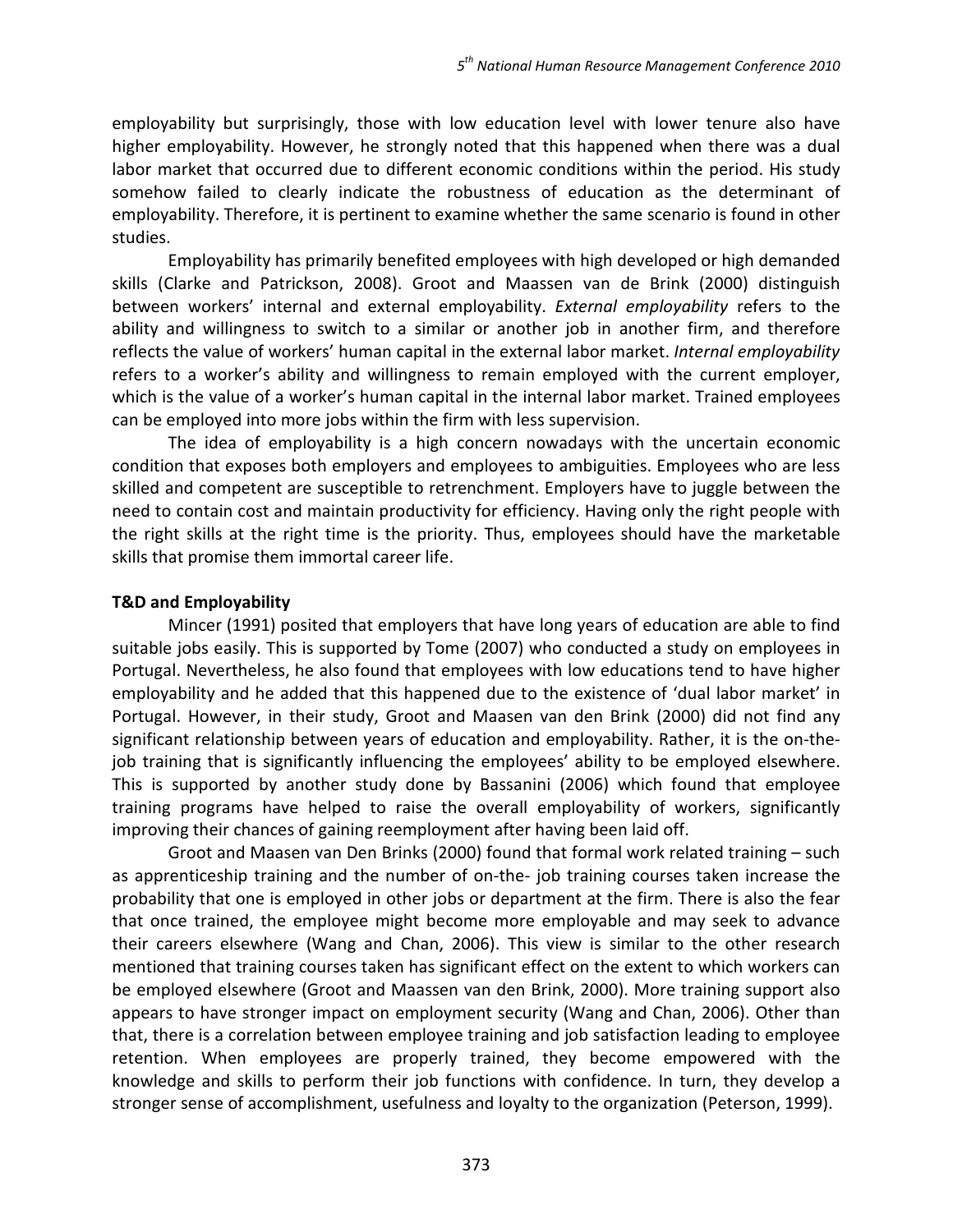employability but surprisingly, those with low education level with lower tenure also have higher employability. However, he strongly noted that this happened when there was a dual labor market that occurred due to different economic conditions within the period. His study somehow failed to clearly indicate the robustness of education as the determinant of employability. Therefore, it is pertinent to examine whether the same scenario is found in other studies.

Employability has primarily benefited employees with high developed or high demanded skills (Clarke and Patrickson, 2008). Groot and Maassen van de Brink (2000) distinguish between workers' internal and external employability. *External employability* refers to the ability and willingness to switch to a similar or another job in another firm, and therefore reflects the value of workers' human capital in the external labor market. *Internal employability* refers to a worker's ability and willingness to remain employed with the current employer, which is the value of a worker's human capital in the internal labor market. Trained employees can be employed into more jobs within the firm with less supervision.

The idea of employability is a high concern nowadays with the uncertain economic condition that exposes both employers and employees to ambiguities. Employees who are less skilled and competent are susceptible to retrenchment. Employers have to juggle between the need to contain cost and maintain productivity for efficiency. Having only the right people with the right skills at the right time is the priority. Thus, employees should have the marketable skills that promise them immortal career life.

**T&D and Employability**

Mincer (1991) posited that employers that have long years of education are able to find suitable jobs easily. This is supported by Tome (2007) who conducted a study on employees in Portugal. Nevertheless, he also found that employees with low educations tend to have higher employability and he added that this happened due to the existence of 'dual labor market' in Portugal. However, in their study, Groot and Maasen van den Brink (2000) did not find any significant relationship between years of education and employability. Rather, it is the on-the-job training that is significantly influencing the employees' ability to be employed elsewhere. This is supported by another study done by Bassanini (2006) which found that employee training programs have helped to raise the overall employability of workers, significantly improving their chances of gaining reemployment after having been laid off.

Groot and Maasen van Den Brinks (2000) found that formal work related training – such as apprenticeship training and the number of on-the- job training courses taken increase the probability that one is employed in other jobs or department at the firm. There is also the fear that once trained, the employee might become more employable and may seek to advance their careers elsewhere (Wang and Chan, 2006). This view is similar to the other research mentioned that training courses taken has significant effect on the extent to which workers can be employed elsewhere (Groot and Maassen van den Brink, 2000). More training support also appears to have stronger impact on employment security (Wang and Chan, 2006). Other than that, there is a correlation between employee training and job satisfaction leading to employee retention. When employees are properly trained, they become empowered with the knowledge and skills to perform their job functions with confidence. In turn, they develop a stronger sense of accomplishment, usefulness and loyalty to the organization (Peterson, 1999).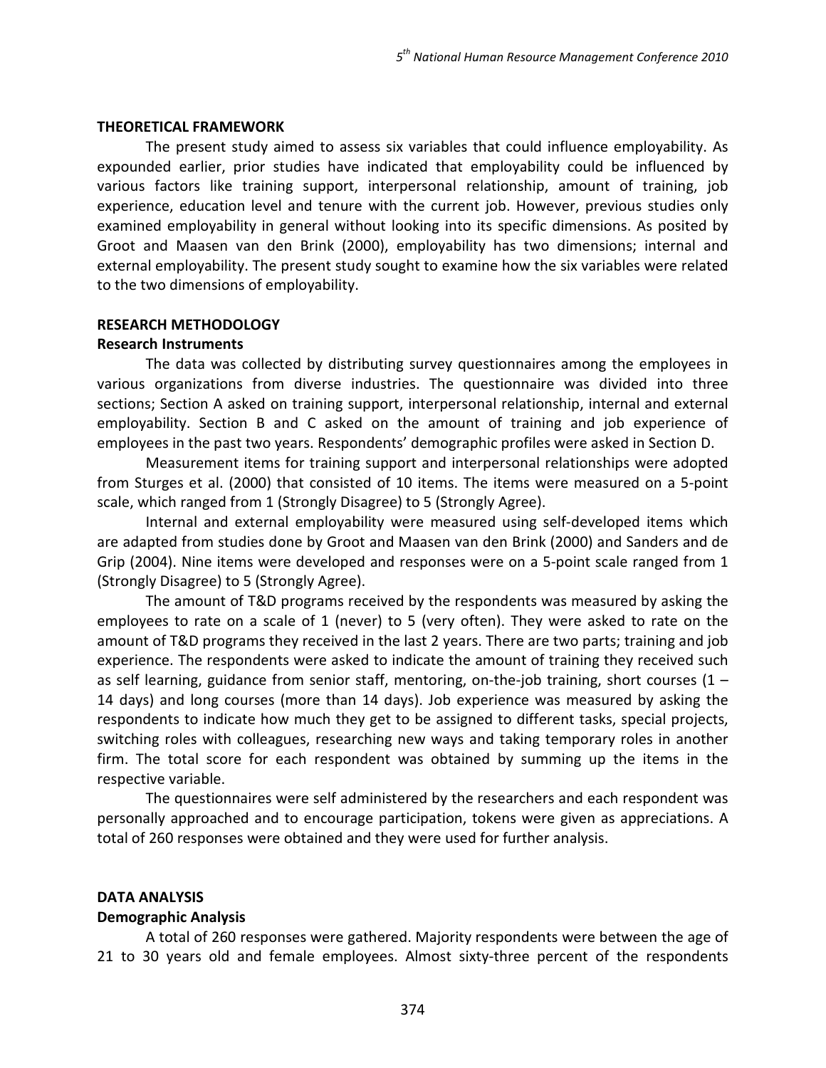## THEORETICAL FRAMEWORK

The present study aimed to assess six variables that could influence employability. As expounded earlier, prior studies have indicated that employability could be influenced by various factors like training support, interpersonal relationship, amount of training, job experience, education level and tenure with the current job. However, previous studies only examined employability in general without looking into its specific dimensions. As posited by Groot and Maasen van den Brink (2000), employability has two dimensions; internal and external employability. The present study sought to examine how the six variables were related to the two dimensions of employability.

## RESEARCH METHODOLOGY

### Research Instruments

The data was collected by distributing survey questionnaires among the employees in various organizations from diverse industries. The questionnaire was divided into three sections; Section A asked on training support, interpersonal relationship, internal and external employability. Section B and C asked on the amount of training and job experience of employees in the past two years. Respondents' demographic profiles were asked in Section D.

Measurement items for training support and interpersonal relationships were adopted from Sturges et al. (2000) that consisted of 10 items. The items were measured on a 5-point scale, which ranged from 1 (Strongly Disagree) to 5 (Strongly Agree).

Internal and external employability were measured using self-developed items which are adapted from studies done by Groot and Maasen van den Brink (2000) and Sanders and de Grip (2004). Nine items were developed and responses were on a 5-point scale ranged from 1 (Strongly Disagree) to 5 (Strongly Agree).

The amount of T&D programs received by the respondents was measured by asking the employees to rate on a scale of 1 (never) to 5 (very often). They were asked to rate on the amount of T&D programs they received in the last 2 years. There are two parts; training and job experience. The respondents were asked to indicate the amount of training they received such as self learning, guidance from senior staff, mentoring, on-the-job training, short courses (1 – 14 days) and long courses (more than 14 days). Job experience was measured by asking the respondents to indicate how much they get to be assigned to different tasks, special projects, switching roles with colleagues, researching new ways and taking temporary roles in another firm. The total score for each respondent was obtained by summing up the items in the respective variable.

The questionnaires were self administered by the researchers and each respondent was personally approached and to encourage participation, tokens were given as appreciations. A total of 260 responses were obtained and they were used for further analysis.

## DATA ANALYSIS

### Demographic Analysis

A total of 260 responses were gathered. Majority respondents were between the age of 21 to 30 years old and female employees. Almost sixty-three percent of the respondents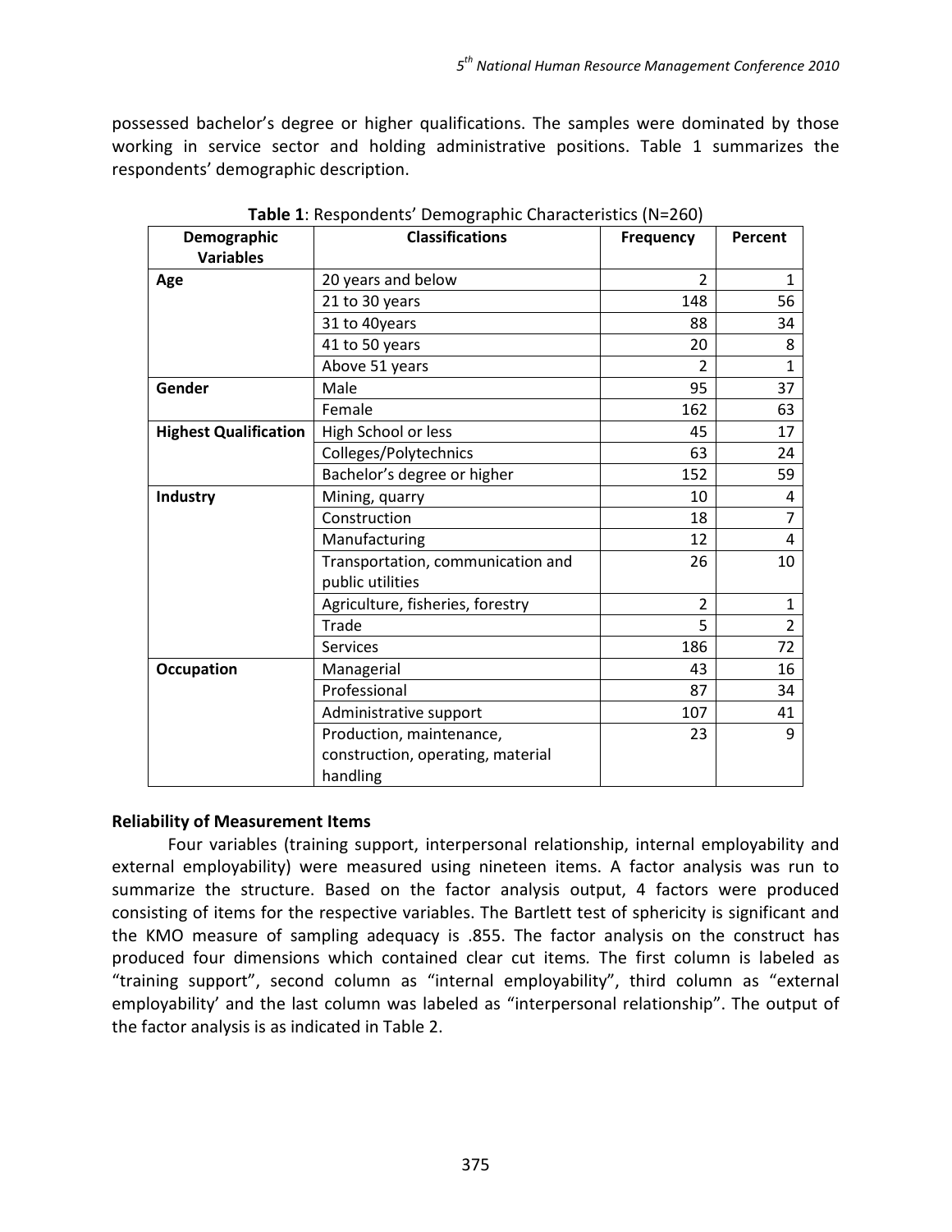possessed bachelor's degree or higher qualifications. The samples were dominated by those working in service sector and holding administrative positions. Table 1 summarizes the respondents' demographic description.

**Table 1**: Respondents' Demographic Characteristics (N=260)

| Demographic Variables | Classifications | Frequency | Percent |
|---|---|---|---|
| **Age** | 20 years and below | 2 | 1 |
| | 21 to 30 years | 148 | 56 |
| | 31 to 40years | 88 | 34 |
| | 41 to 50 years | 20 | 8 |
| | Above 51 years | 2 | 1 |
| **Gender** | Male | 95 | 37 |
| | Female | 162 | 63 |
| **Highest Qualification** | High School or less | 45 | 17 |
| | Colleges/Polytechnics | 63 | 24 |
| | Bachelor's degree or higher | 152 | 59 |
| **Industry** | Mining, quarry | 10 | 4 |
| | Construction | 18 | 7 |
| | Manufacturing | 12 | 4 |
| | Transportation, communication and public utilities | 26 | 10 |
| | Agriculture, fisheries, forestry | 2 | 1 |
| | Trade | 5 | 2 |
| | Services | 186 | 72 |
| **Occupation** | Managerial | 43 | 16 |
| | Professional | 87 | 34 |
| | Administrative support | 107 | 41 |
| | Production, maintenance, construction, operating, material handling | 23 | 9 |

**Reliability of Measurement Items**

Four variables (training support, interpersonal relationship, internal employability and external employability) were measured using nineteen items. A factor analysis was run to summarize the structure. Based on the factor analysis output, 4 factors were produced consisting of items for the respective variables. The Bartlett test of sphericity is significant and the KMO measure of sampling adequacy is .855. The factor analysis on the construct has produced four dimensions which contained clear cut items. The first column is labeled as "training support", second column as "internal employability", third column as "external employability' and the last column was labeled as "interpersonal relationship". The output of the factor analysis is as indicated in Table 2.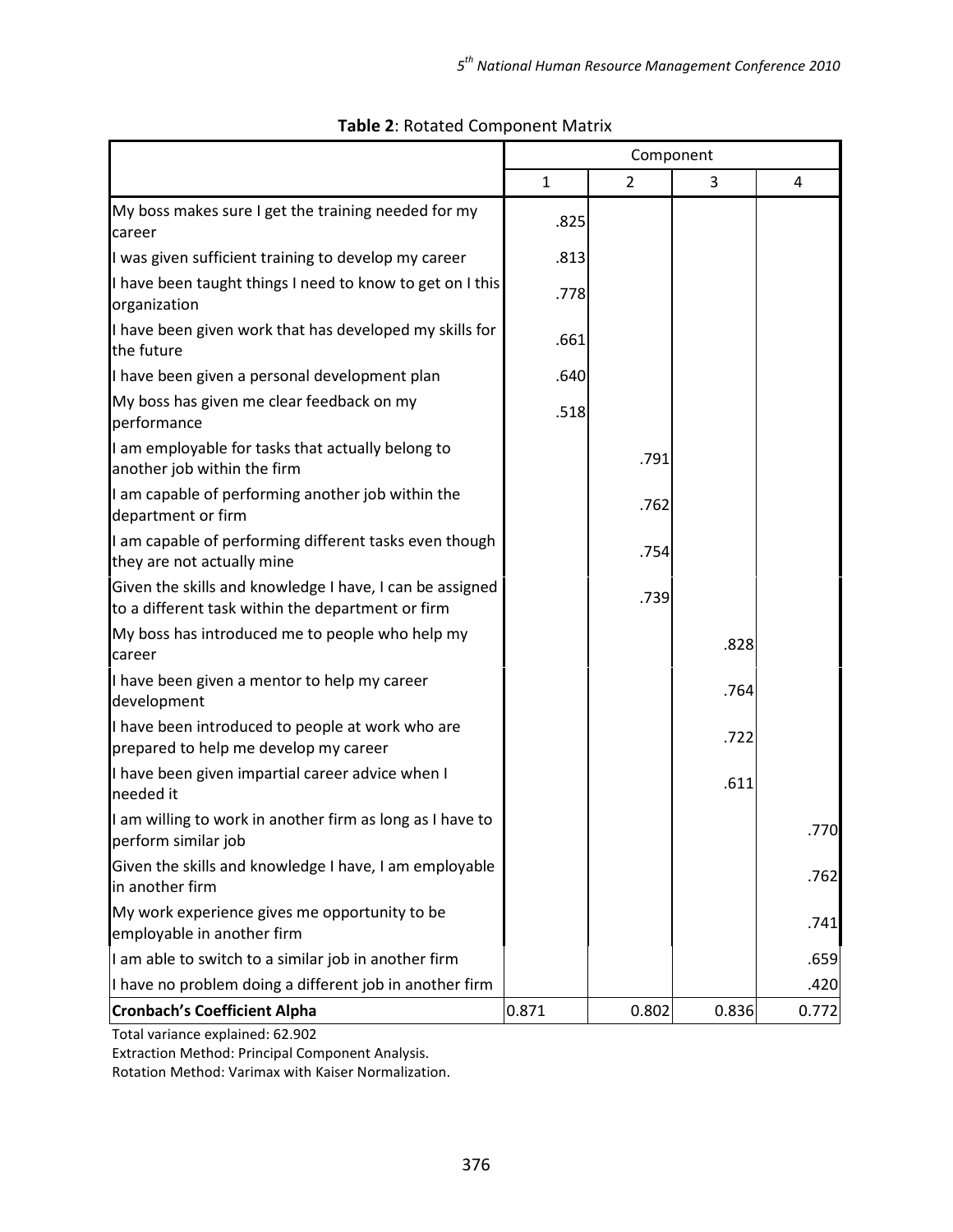**Table 2**: Rotated Component Matrix

| | Component | | | |
|---|---|---|---|---|
| | 1 | 2 | 3 | 4 |
| My boss makes sure I get the training needed for my career | .825 | | | |
| I was given sufficient training to develop my career | .813 | | | |
| I have been taught things I need to know to get on I this organization | .778 | | | |
| I have been given work that has developed my skills for the future | .661 | | | |
| I have been given a personal development plan | .640 | | | |
| My boss has given me clear feedback on my performance | .518 | | | |
| I am employable for tasks that actually belong to another job within the firm | | .791 | | |
| I am capable of performing another job within the department or firm | | .762 | | |
| I am capable of performing different tasks even though they are not actually mine | | .754 | | |
| Given the skills and knowledge I have, I can be assigned to a different task within the department or firm | | .739 | | |
| My boss has introduced me to people who help my career | | | .828 | |
| I have been given a mentor to help my career development | | | .764 | |
| I have been introduced to people at work who are prepared to help me develop my career | | | .722 | |
| I have been given impartial career advice when I needed it | | | .611 | |
| I am willing to work in another firm as long as I have to perform similar job | | | | .770 |
| Given the skills and knowledge I have, I am employable in another firm | | | | .762 |
| My work experience gives me opportunity to be employable in another firm | | | | .741 |
| I am able to switch to a similar job in another firm | | | | .659 |
| I have no problem doing a different job in another firm | | | | .420 |
| **Cronbach's Coefficient Alpha** | 0.871 | 0.802 | 0.836 | 0.772 |

Total variance explained: 62.902

Extraction Method: Principal Component Analysis.

Rotation Method: Varimax with Kaiser Normalization.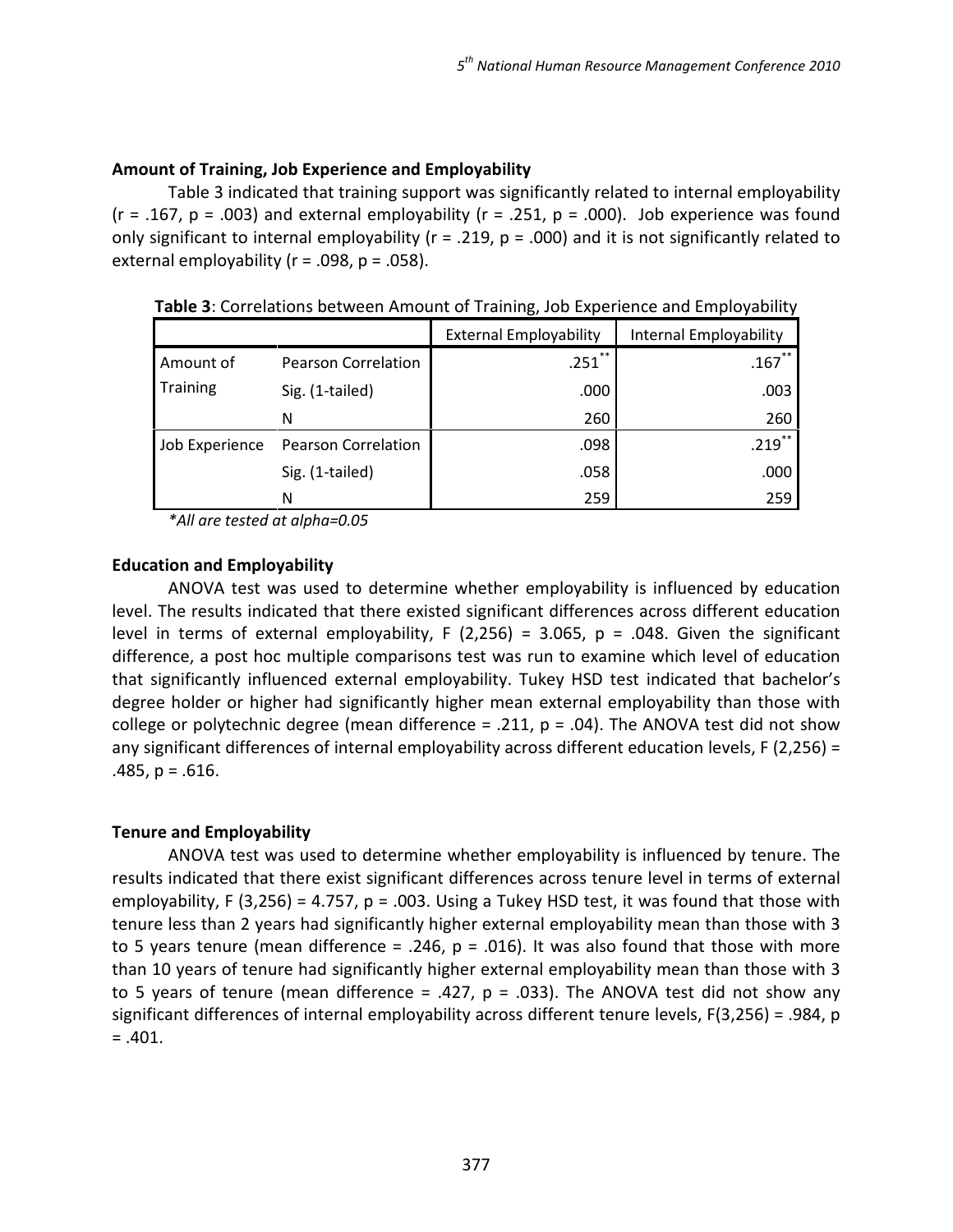### Amount of Training, Job Experience and Employability

Table 3 indicated that training support was significantly related to internal employability ($r = .167$, $p = .003$) and external employability ($r = .251$, $p = .000$). Job experience was found only significant to internal employability ($r = .219$, $p = .000$) and it is not significantly related to external employability ($r = .098$, $p = .058$).

**Table 3**: Correlations between Amount of Training, Job Experience and Employability

| | | External Employability | Internal Employability |
|---|---|---|---|
| Amount of Training | Pearson Correlation | .251** | .167** |
| | Sig. (1-tailed) | .000 | .003 |
| | N | 260 | 260 |
| Job Experience | Pearson Correlation | .098 | .219** |
| | Sig. (1-tailed) | .058 | .000 |
| | N | 259 | 259 |

*\*All are tested at alpha=0.05*

### Education and Employability

ANOVA test was used to determine whether employability is influenced by education level. The results indicated that there existed significant differences across different education level in terms of external employability, $F(2,256) = 3.065$, $p = .048$. Given the significant difference, a post hoc multiple comparisons test was run to examine which level of education that significantly influenced external employability. Tukey HSD test indicated that bachelor's degree holder or higher had significantly higher mean external employability than those with college or polytechnic degree (mean difference = .211, $p = .04$). The ANOVA test did not show any significant differences of internal employability across different education levels, $F(2,256) = .485$, $p = .616$.

### Tenure and Employability

ANOVA test was used to determine whether employability is influenced by tenure. The results indicated that there exist significant differences across tenure level in terms of external employability, $F(3,256) = 4.757$, $p = .003$. Using a Tukey HSD test, it was found that those with tenure less than 2 years had significantly higher external employability mean than those with 3 to 5 years tenure (mean difference = .246, $p = .016$). It was also found that those with more than 10 years of tenure had significantly higher external employability mean than those with 3 to 5 years of tenure (mean difference = .427, $p = .033$). The ANOVA test did not show any significant differences of internal employability across different tenure levels, $F(3,256) = .984$, $p = .401$.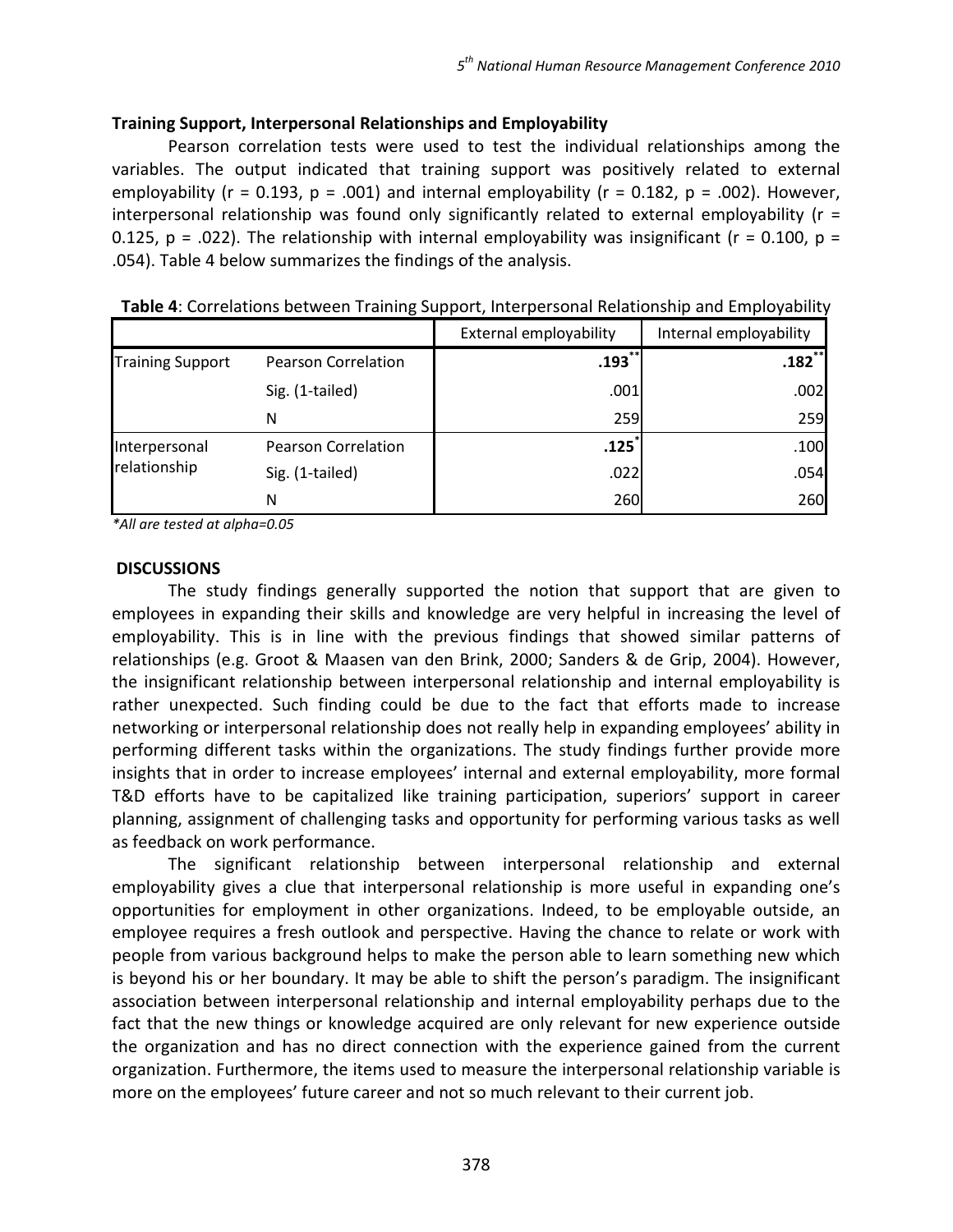### Training Support, Interpersonal Relationships and Employability

Pearson correlation tests were used to test the individual relationships among the variables. The output indicated that training support was positively related to external employability ($r = 0.193$, $p = .001$) and internal employability ($r = 0.182$, $p = .002$). However, interpersonal relationship was found only significantly related to external employability ($r = 0.125$, $p = .022$). The relationship with internal employability was insignificant ($r = 0.100$, $p = .054$). Table 4 below summarizes the findings of the analysis.

**Table 4**: Correlations between Training Support, Interpersonal Relationship and Employability

| | | External employability | Internal employability |
|---|---|---|---|
| Training Support | Pearson Correlation | **.193**** | **.182**** |
| | Sig. (1-tailed) | .001 | .002 |
| | N | 259 | 259 |
| Interpersonal relationship | Pearson Correlation | **.125*** | .100 |
| | Sig. (1-tailed) | .022 | .054 |
| | N | 260 | 260 |

*\*All are tested at alpha=0.05*

## DISCUSSIONS

The study findings generally supported the notion that support that are given to employees in expanding their skills and knowledge are very helpful in increasing the level of employability. This is in line with the previous findings that showed similar patterns of relationships (e.g. Groot & Maasen van den Brink, 2000; Sanders & de Grip, 2004). However, the insignificant relationship between interpersonal relationship and internal employability is rather unexpected. Such finding could be due to the fact that efforts made to increase networking or interpersonal relationship does not really help in expanding employees' ability in performing different tasks within the organizations. The study findings further provide more insights that in order to increase employees' internal and external employability, more formal T&D efforts have to be capitalized like training participation, superiors' support in career planning, assignment of challenging tasks and opportunity for performing various tasks as well as feedback on work performance.

The significant relationship between interpersonal relationship and external employability gives a clue that interpersonal relationship is more useful in expanding one's opportunities for employment in other organizations. Indeed, to be employable outside, an employee requires a fresh outlook and perspective. Having the chance to relate or work with people from various background helps to make the person able to learn something new which is beyond his or her boundary. It may be able to shift the person's paradigm. The insignificant association between interpersonal relationship and internal employability perhaps due to the fact that the new things or knowledge acquired are only relevant for new experience outside the organization and has no direct connection with the experience gained from the current organization. Furthermore, the items used to measure the interpersonal relationship variable is more on the employees' future career and not so much relevant to their current job.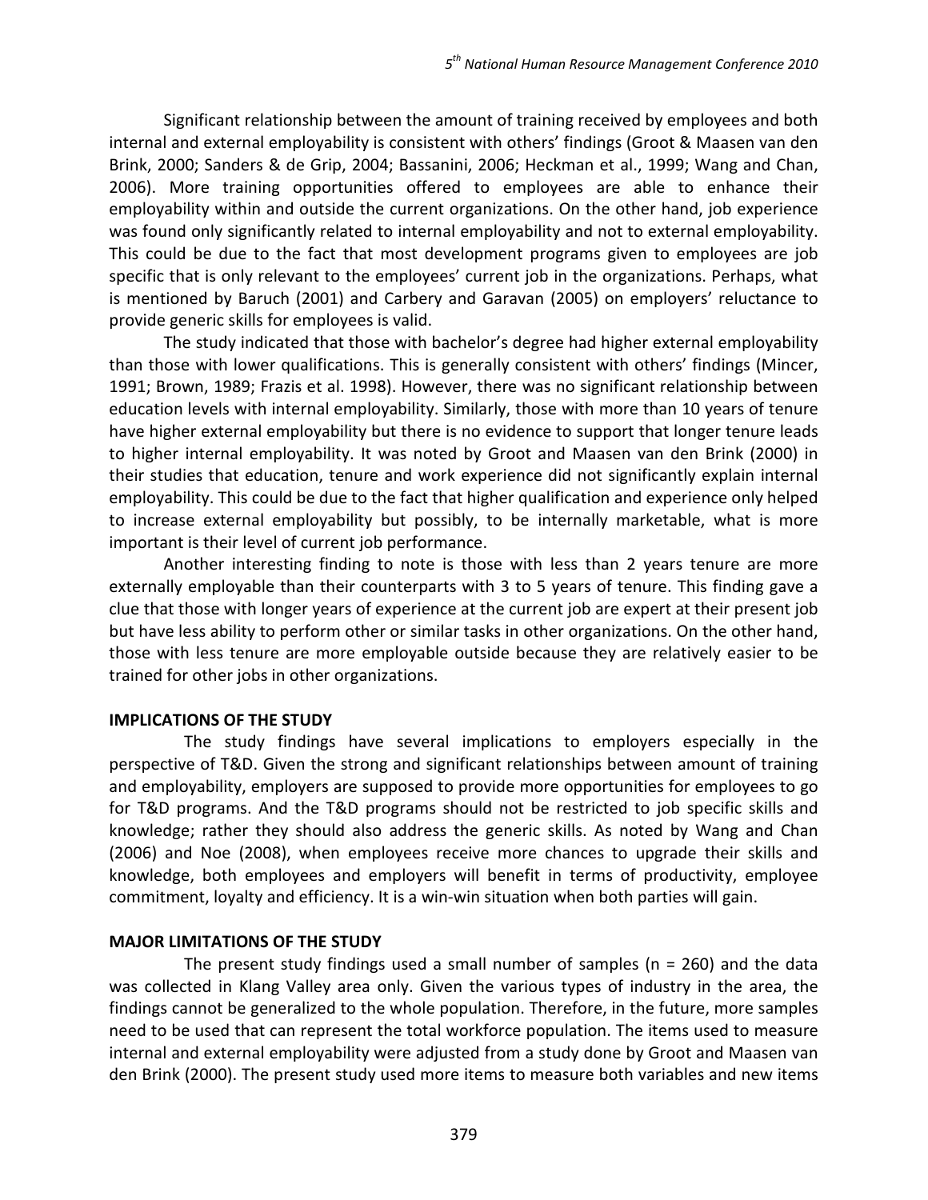Significant relationship between the amount of training received by employees and both internal and external employability is consistent with others' findings (Groot & Maasen van den Brink, 2000; Sanders & de Grip, 2004; Bassanini, 2006; Heckman et al., 1999; Wang and Chan, 2006). More training opportunities offered to employees are able to enhance their employability within and outside the current organizations. On the other hand, job experience was found only significantly related to internal employability and not to external employability. This could be due to the fact that most development programs given to employees are job specific that is only relevant to the employees' current job in the organizations. Perhaps, what is mentioned by Baruch (2001) and Carbery and Garavan (2005) on employers' reluctance to provide generic skills for employees is valid.

The study indicated that those with bachelor's degree had higher external employability than those with lower qualifications. This is generally consistent with others' findings (Mincer, 1991; Brown, 1989; Frazis et al. 1998). However, there was no significant relationship between education levels with internal employability. Similarly, those with more than 10 years of tenure have higher external employability but there is no evidence to support that longer tenure leads to higher internal employability. It was noted by Groot and Maasen van den Brink (2000) in their studies that education, tenure and work experience did not significantly explain internal employability. This could be due to the fact that higher qualification and experience only helped to increase external employability but possibly, to be internally marketable, what is more important is their level of current job performance.

Another interesting finding to note is those with less than 2 years tenure are more externally employable than their counterparts with 3 to 5 years of tenure. This finding gave a clue that those with longer years of experience at the current job are expert at their present job but have less ability to perform other or similar tasks in other organizations. On the other hand, those with less tenure are more employable outside because they are relatively easier to be trained for other jobs in other organizations.

**IMPLICATIONS OF THE STUDY**

The study findings have several implications to employers especially in the perspective of T&D. Given the strong and significant relationships between amount of training and employability, employers are supposed to provide more opportunities for employees to go for T&D programs. And the T&D programs should not be restricted to job specific skills and knowledge; rather they should also address the generic skills. As noted by Wang and Chan (2006) and Noe (2008), when employees receive more chances to upgrade their skills and knowledge, both employees and employers will benefit in terms of productivity, employee commitment, loyalty and efficiency. It is a win-win situation when both parties will gain.

**MAJOR LIMITATIONS OF THE STUDY**

The present study findings used a small number of samples (n = 260) and the data was collected in Klang Valley area only. Given the various types of industry in the area, the findings cannot be generalized to the whole population. Therefore, in the future, more samples need to be used that can represent the total workforce population. The items used to measure internal and external employability were adjusted from a study done by Groot and Maasen van den Brink (2000). The present study used more items to measure both variables and new items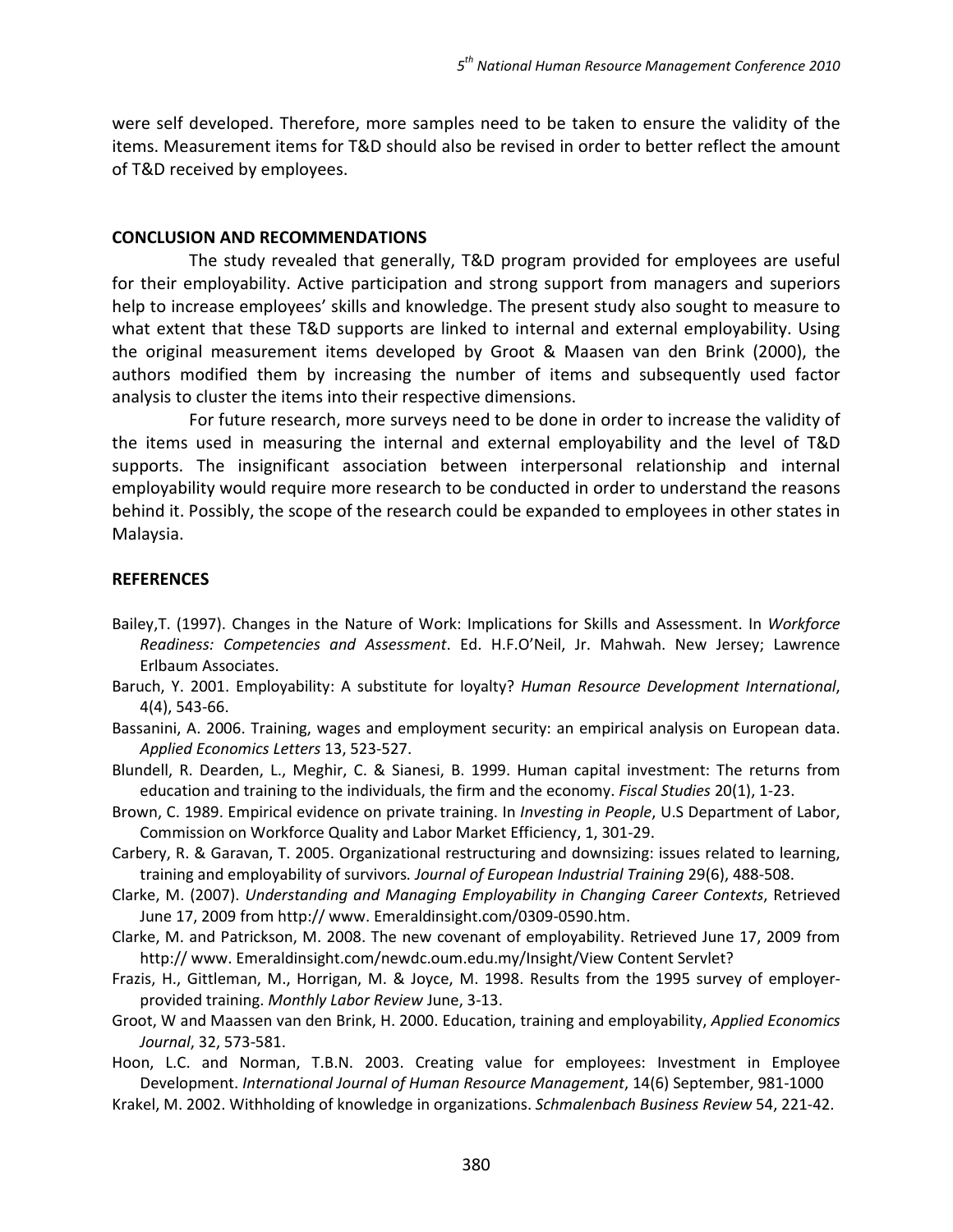were self developed. Therefore, more samples need to be taken to ensure the validity of the items. Measurement items for T&D should also be revised in order to better reflect the amount of T&D received by employees.

## CONCLUSION AND RECOMMENDATIONS

The study revealed that generally, T&D program provided for employees are useful for their employability. Active participation and strong support from managers and superiors help to increase employees' skills and knowledge. The present study also sought to measure to what extent that these T&D supports are linked to internal and external employability. Using the original measurement items developed by Groot & Maasen van den Brink (2000), the authors modified them by increasing the number of items and subsequently used factor analysis to cluster the items into their respective dimensions.

For future research, more surveys need to be done in order to increase the validity of the items used in measuring the internal and external employability and the level of T&D supports. The insignificant association between interpersonal relationship and internal employability would require more research to be conducted in order to understand the reasons behind it. Possibly, the scope of the research could be expanded to employees in other states in Malaysia.

## REFERENCES

Bailey,T. (1997). Changes in the Nature of Work: Implications for Skills and Assessment. In *Workforce Readiness: Competencies and Assessment*. Ed. H.F.O'Neil, Jr. Mahwah. New Jersey; Lawrence Erlbaum Associates.

Baruch, Y. 2001. Employability: A substitute for loyalty? *Human Resource Development International*, 4(4), 543-66.

Bassanini, A. 2006. Training, wages and employment security: an empirical analysis on European data. *Applied Economics Letters* 13, 523-527.

Blundell, R. Dearden, L., Meghir, C. & Sianesi, B. 1999. Human capital investment: The returns from education and training to the individuals, the firm and the economy. *Fiscal Studies* 20(1), 1-23.

Brown, C. 1989. Empirical evidence on private training. In *Investing in People*, U.S Department of Labor, Commission on Workforce Quality and Labor Market Efficiency, 1, 301-29.

Carbery, R. & Garavan, T. 2005. Organizational restructuring and downsizing: issues related to learning, training and employability of survivors. *Journal of European Industrial Training* 29(6), 488-508.

Clarke, M. (2007). *Understanding and Managing Employability in Changing Career Contexts*, Retrieved June 17, 2009 from http:// www. Emeraldinsight.com/0309-0590.htm.

Clarke, M. and Patrickson, M. 2008. The new covenant of employability. Retrieved June 17, 2009 from http:// www. Emeraldinsight.com/newdc.oum.edu.my/Insight/View Content Servlet?

Frazis, H., Gittleman, M., Horrigan, M. & Joyce, M. 1998. Results from the 1995 survey of employer-provided training. *Monthly Labor Review* June, 3-13.

Groot, W and Maassen van den Brink, H. 2000. Education, training and employability, *Applied Economics Journal*, 32, 573-581.

Hoon, L.C. and Norman, T.B.N. 2003. Creating value for employees: Investment in Employee Development. *International Journal of Human Resource Management*, 14(6) September, 981-1000

Krakel, M. 2002. Withholding of knowledge in organizations. *Schmalenbach Business Review* 54, 221-42.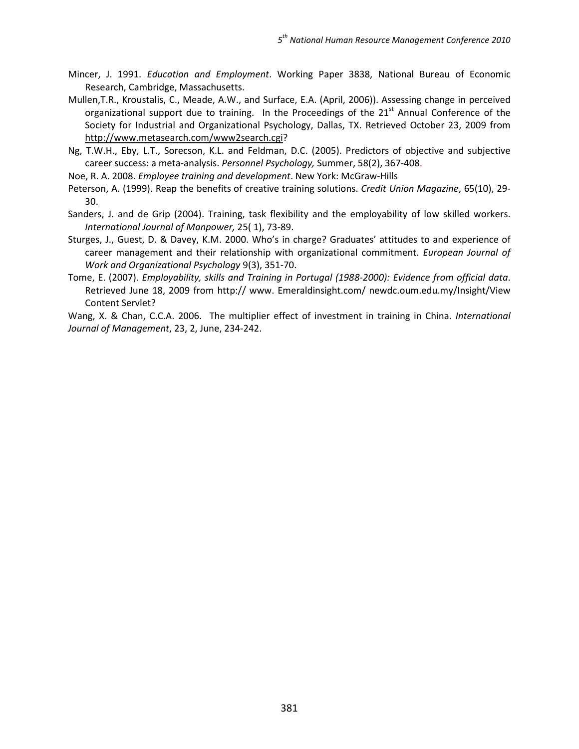Mincer, J. 1991. *Education and Employment*. Working Paper 3838, National Bureau of Economic Research, Cambridge, Massachusetts.

Mullen,T.R., Kroustalis, C., Meade, A.W., and Surface, E.A. (April, 2006)). Assessing change in perceived organizational support due to training. In the Proceedings of the 21st Annual Conference of the Society for Industrial and Organizational Psychology, Dallas, TX. Retrieved October 23, 2009 from http://www.metasearch.com/www2search.cgi?

Ng, T.W.H., Eby, L.T., Sorecson, K.L. and Feldman, D.C. (2005). Predictors of objective and subjective career success: a meta-analysis. *Personnel Psychology,* Summer, 58(2), 367-408.

Noe, R. A. 2008. *Employee training and development*. New York: McGraw-Hills

Peterson, A. (1999). Reap the benefits of creative training solutions. *Credit Union Magazine*, 65(10), 29-30.

Sanders, J. and de Grip (2004). Training, task flexibility and the employability of low skilled workers. *International Journal of Manpower,* 25( 1), 73-89.

Sturges, J., Guest, D. & Davey, K.M. 2000. Who's in charge? Graduates' attitudes to and experience of career management and their relationship with organizational commitment. *European Journal of Work and Organizational Psychology* 9(3), 351-70.

Tome, E. (2007). *Employability, skills and Training in Portugal (1988-2000): Evidence from official data*. Retrieved June 18, 2009 from http:// www. Emeraldinsight.com/ newdc.oum.edu.my/Insight/View Content Servlet?

Wang, X. & Chan, C.C.A. 2006. The multiplier effect of investment in training in China. *International Journal of Management*, 23, 2, June, 234-242.